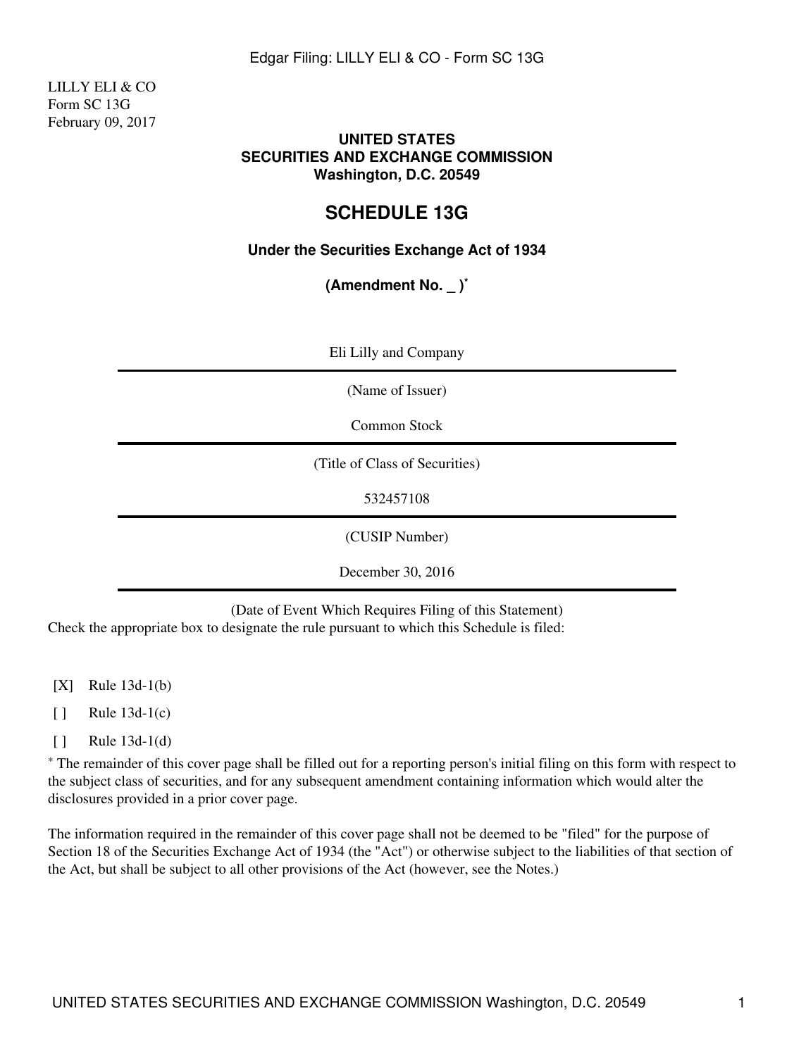LILLY ELI & CO
Form SC 13G
February 09, 2017

**UNITED STATES**
**SECURITIES AND EXCHANGE COMMISSION**
**Washington, D.C. 20549**

# SCHEDULE 13G

**Under the Securities Exchange Act of 1934**

**(Amendment No. _ )***

Eli Lilly and Company

(Name of Issuer)

Common Stock

(Title of Class of Securities)

532457108

(CUSIP Number)

December 30, 2016

(Date of Event Which Requires Filing of this Statement)

Check the appropriate box to designate the rule pursuant to which this Schedule is filed:

[X] Rule 13d-1(b)

[ ] Rule 13d-1(c)

[ ] Rule 13d-1(d)

* The remainder of this cover page shall be filled out for a reporting person's initial filing on this form with respect to the subject class of securities, and for any subsequent amendment containing information which would alter the disclosures provided in a prior cover page.

The information required in the remainder of this cover page shall not be deemed to be "filed" for the purpose of Section 18 of the Securities Exchange Act of 1934 (the "Act") or otherwise subject to the liabilities of that section of the Act, but shall be subject to all other provisions of the Act (however, see the Notes.)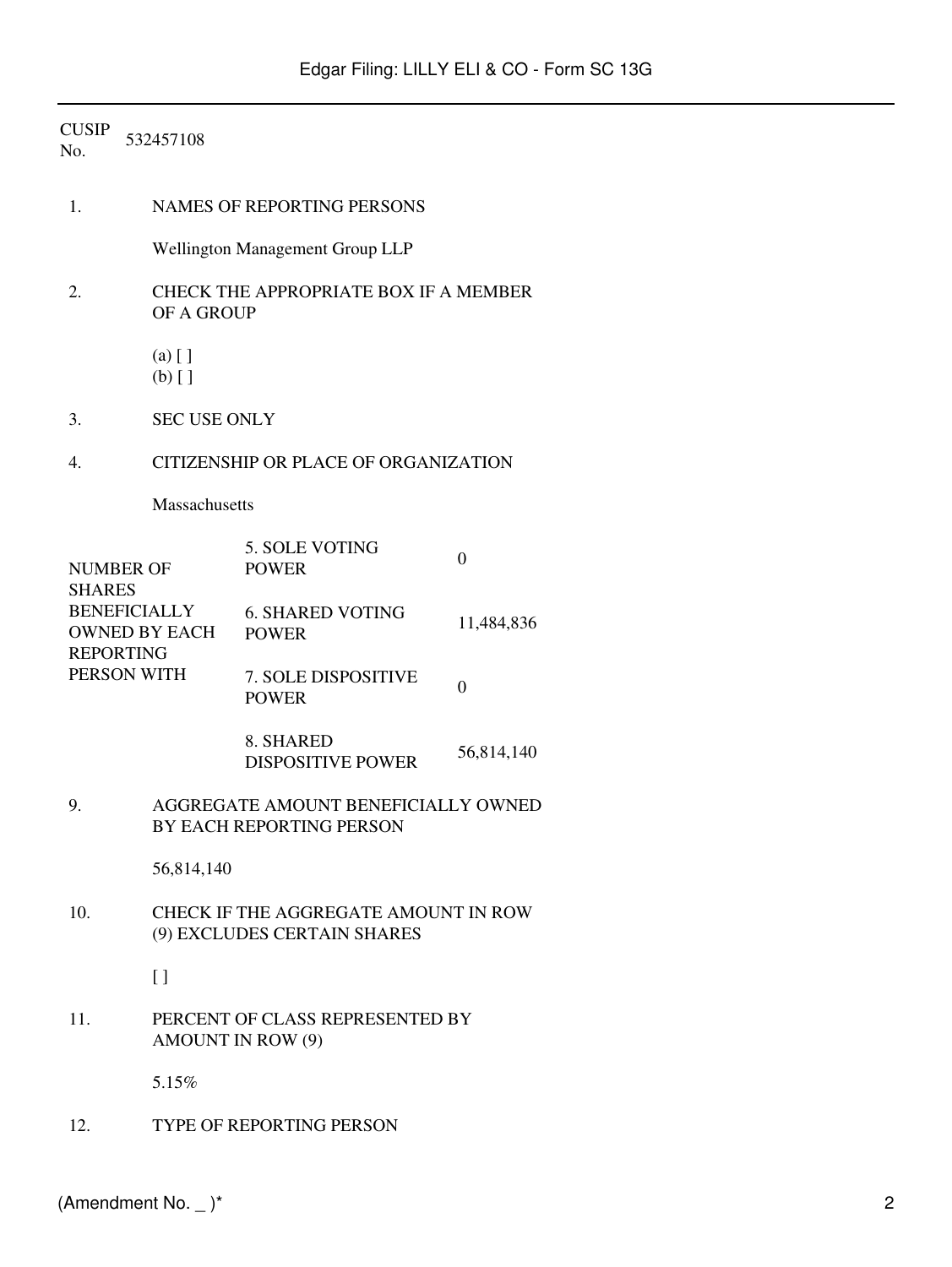CUSIP No. 532457108

1. NAMES OF REPORTING PERSONS

   Wellington Management Group LLP

2. CHECK THE APPROPRIATE BOX IF A MEMBER OF A GROUP

   (a) [ ]
   (b) [ ]

3. SEC USE ONLY

4. CITIZENSHIP OR PLACE OF ORGANIZATION

   Massachusetts

| NUMBER OF SHARES BENEFICIALLY OWNED BY EACH REPORTING PERSON WITH | | |
|---|---|---|
| | 5. SOLE VOTING POWER | 0 |
| | 6. SHARED VOTING POWER | 11,484,836 |
| | 7. SOLE DISPOSITIVE POWER | 0 |
| | 8. SHARED DISPOSITIVE POWER | 56,814,140 |

9. AGGREGATE AMOUNT BENEFICIALLY OWNED BY EACH REPORTING PERSON

   56,814,140

10. CHECK IF THE AGGREGATE AMOUNT IN ROW (9) EXCLUDES CERTAIN SHARES

    [ ]

11. PERCENT OF CLASS REPRESENTED BY AMOUNT IN ROW (9)

    5.15%

12. TYPE OF REPORTING PERSON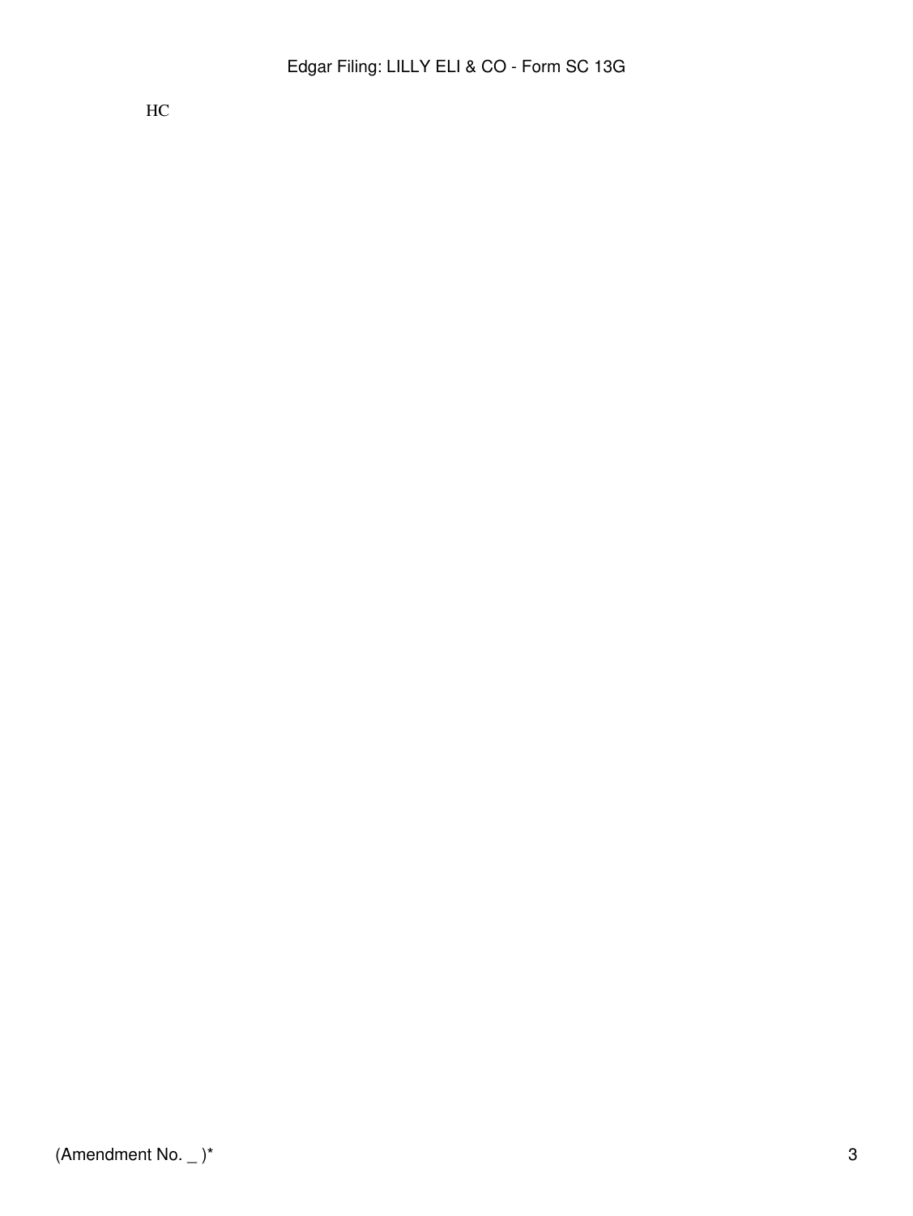HC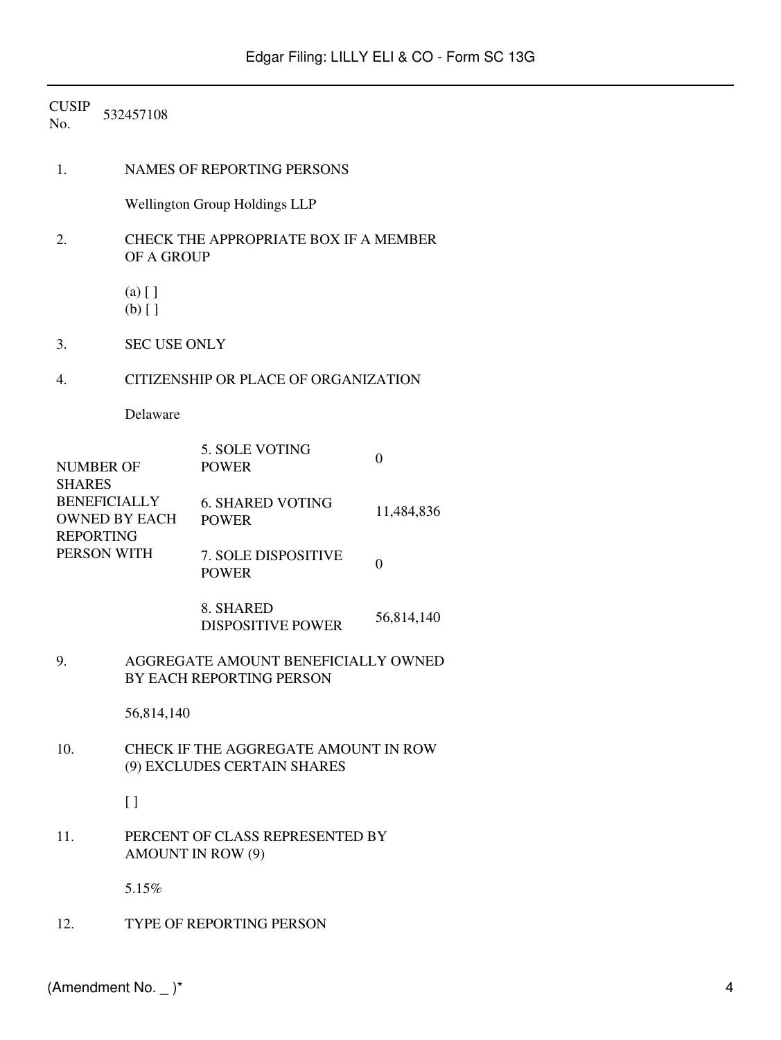CUSIP No. 532457108

1. NAMES OF REPORTING PERSONS

   Wellington Group Holdings LLP

2. CHECK THE APPROPRIATE BOX IF A MEMBER OF A GROUP

   (a) [ ]
   (b) [ ]

3. SEC USE ONLY

4. CITIZENSHIP OR PLACE OF ORGANIZATION

   Delaware

| NUMBER OF SHARES BENEFICIALLY OWNED BY EACH REPORTING PERSON WITH | | |
|---|---|---|
| | 5. SOLE VOTING POWER | 0 |
| | 6. SHARED VOTING POWER | 11,484,836 |
| | 7. SOLE DISPOSITIVE POWER | 0 |
| | 8. SHARED DISPOSITIVE POWER | 56,814,140 |

9. AGGREGATE AMOUNT BENEFICIALLY OWNED BY EACH REPORTING PERSON

   56,814,140

10. CHECK IF THE AGGREGATE AMOUNT IN ROW (9) EXCLUDES CERTAIN SHARES

    [ ]

11. PERCENT OF CLASS REPRESENTED BY AMOUNT IN ROW (9)

    5.15%

12. TYPE OF REPORTING PERSON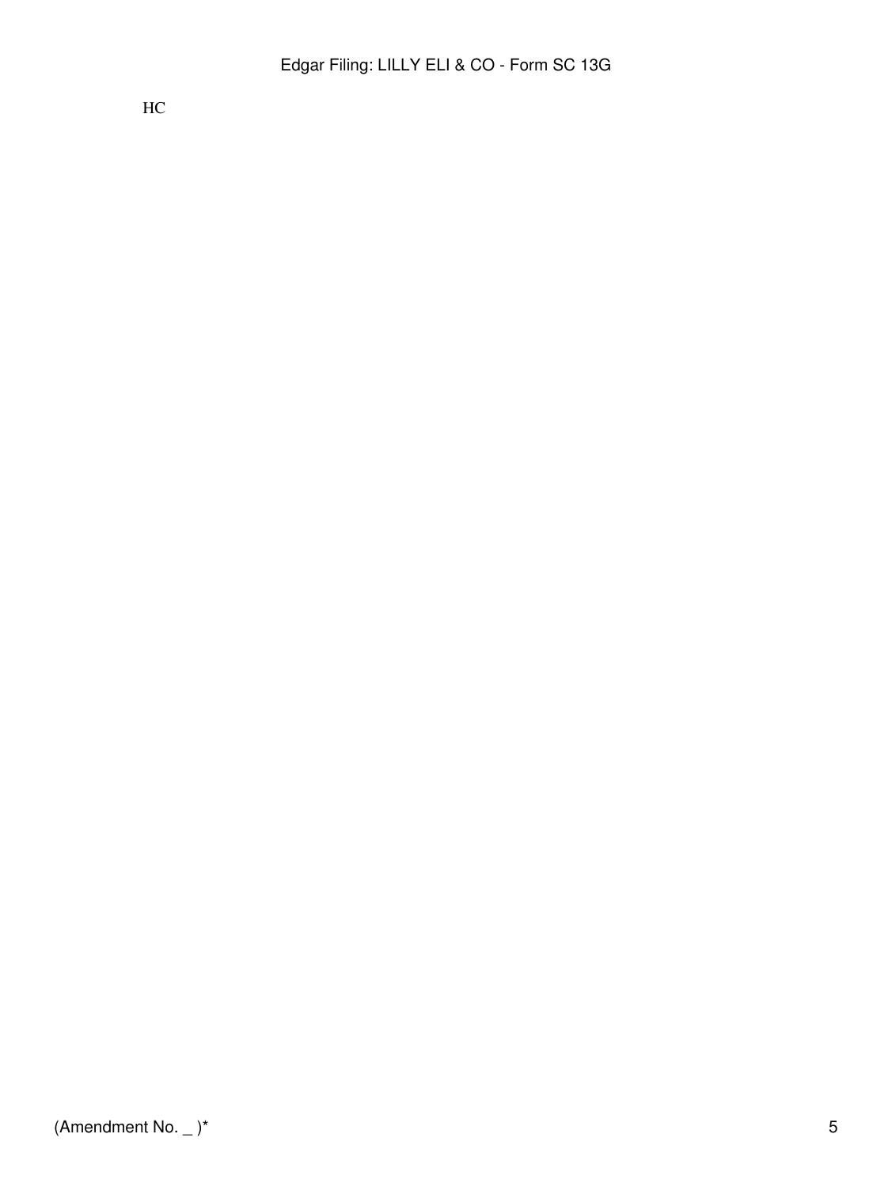HC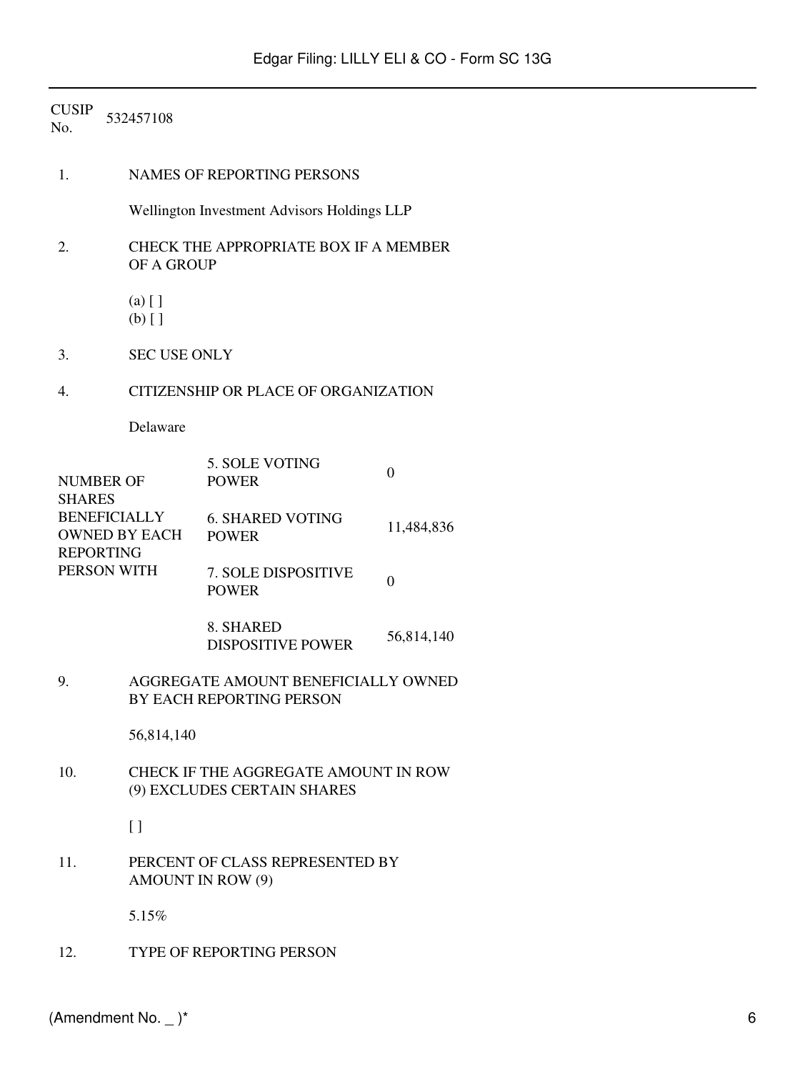CUSIP No. 532457108

1. NAMES OF REPORTING PERSONS

   Wellington Investment Advisors Holdings LLP

2. CHECK THE APPROPRIATE BOX IF A MEMBER OF A GROUP

   (a) [ ]
   (b) [ ]

3. SEC USE ONLY

4. CITIZENSHIP OR PLACE OF ORGANIZATION

   Delaware

| NUMBER OF SHARES BENEFICIALLY OWNED BY EACH REPORTING PERSON WITH | | |
|---|---|---|
| | 5. SOLE VOTING POWER | 0 |
| | 6. SHARED VOTING POWER | 11,484,836 |
| | 7. SOLE DISPOSITIVE POWER | 0 |
| | 8. SHARED DISPOSITIVE POWER | 56,814,140 |

9. AGGREGATE AMOUNT BENEFICIALLY OWNED BY EACH REPORTING PERSON

   56,814,140

10. CHECK IF THE AGGREGATE AMOUNT IN ROW (9) EXCLUDES CERTAIN SHARES

    [ ]

11. PERCENT OF CLASS REPRESENTED BY AMOUNT IN ROW (9)

    5.15%

12. TYPE OF REPORTING PERSON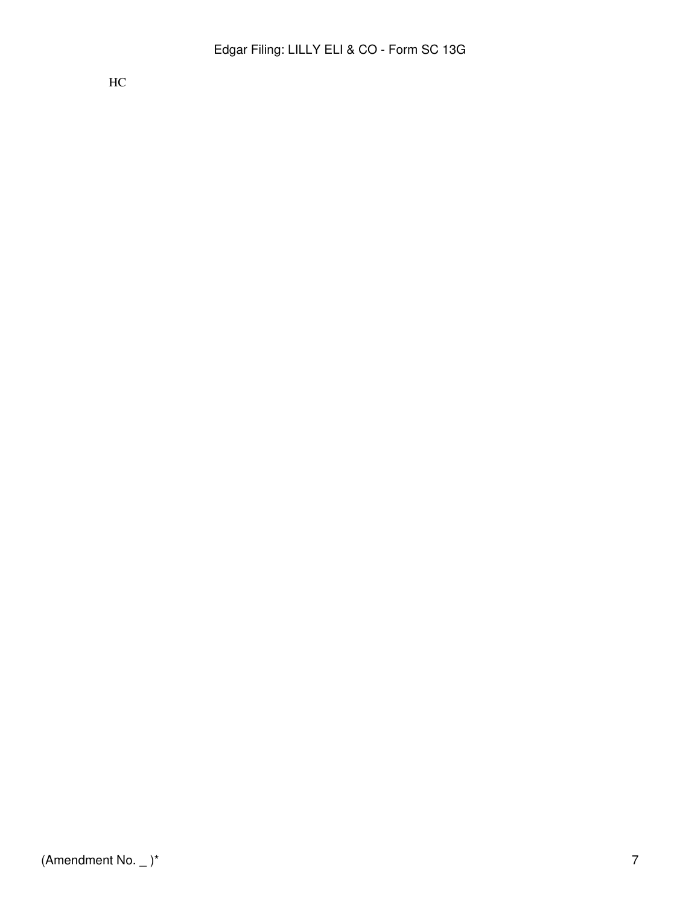HC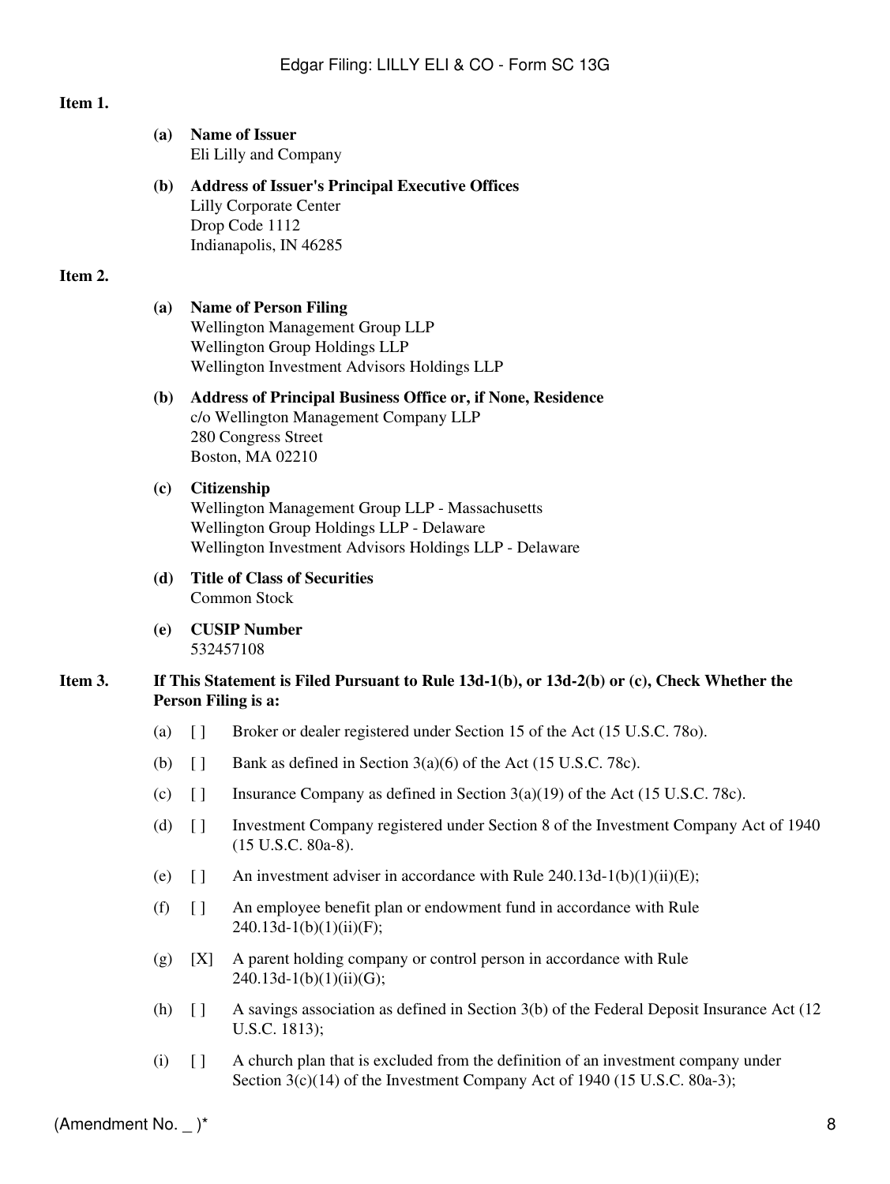**Item 1.**

**(a) Name of Issuer**
Eli Lilly and Company

**(b) Address of Issuer's Principal Executive Offices**
Lilly Corporate Center
Drop Code 1112
Indianapolis, IN 46285

**Item 2.**

**(a) Name of Person Filing**
Wellington Management Group LLP
Wellington Group Holdings LLP
Wellington Investment Advisors Holdings LLP

**(b) Address of Principal Business Office or, if None, Residence**
c/o Wellington Management Company LLP
280 Congress Street
Boston, MA 02210

**(c) Citizenship**
Wellington Management Group LLP - Massachusetts
Wellington Group Holdings LLP - Delaware
Wellington Investment Advisors Holdings LLP - Delaware

**(d) Title of Class of Securities**
Common Stock

**(e) CUSIP Number**
532457108

**Item 3. If This Statement is Filed Pursuant to Rule 13d-1(b), or 13d-2(b) or (c), Check Whether the Person Filing is a:**

(a) [ ] Broker or dealer registered under Section 15 of the Act (15 U.S.C. 78o).

(b) [ ] Bank as defined in Section 3(a)(6) of the Act (15 U.S.C. 78c).

(c) [ ] Insurance Company as defined in Section 3(a)(19) of the Act (15 U.S.C. 78c).

(d) [ ] Investment Company registered under Section 8 of the Investment Company Act of 1940 (15 U.S.C. 80a-8).

(e) [ ] An investment adviser in accordance with Rule 240.13d-1(b)(1)(ii)(E);

(f) [ ] An employee benefit plan or endowment fund in accordance with Rule 240.13d-1(b)(1)(ii)(F);

(g) [X] A parent holding company or control person in accordance with Rule 240.13d-1(b)(1)(ii)(G);

(h) [ ] A savings association as defined in Section 3(b) of the Federal Deposit Insurance Act (12 U.S.C. 1813);

(i) [ ] A church plan that is excluded from the definition of an investment company under Section 3(c)(14) of the Investment Company Act of 1940 (15 U.S.C. 80a-3);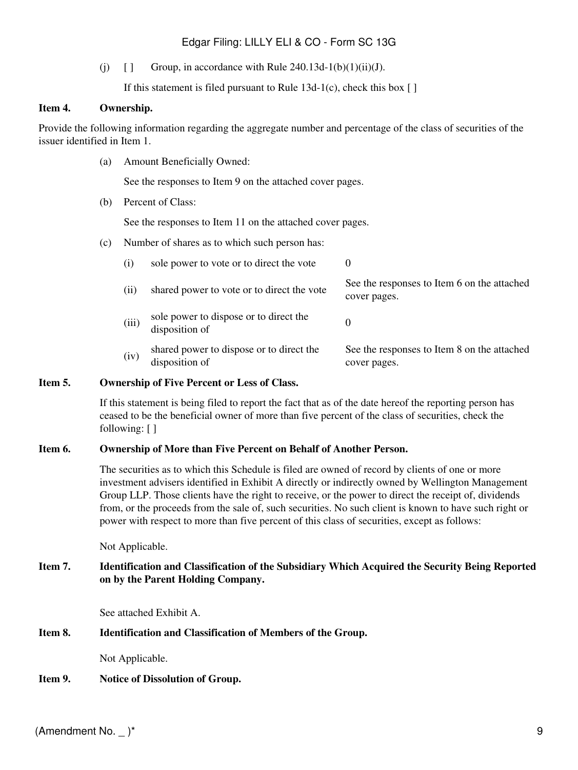(j) [ ] Group, in accordance with Rule 240.13d-1(b)(1)(ii)(J).

If this statement is filed pursuant to Rule 13d-1(c), check this box [ ]

**Item 4. Ownership.**

Provide the following information regarding the aggregate number and percentage of the class of securities of the issuer identified in Item 1.

(a) Amount Beneficially Owned:

See the responses to Item 9 on the attached cover pages.

(b) Percent of Class:

See the responses to Item 11 on the attached cover pages.

(c) Number of shares as to which such person has:

| | | |
|---|---|---|
| (i) | sole power to vote or to direct the vote | 0 |
| (ii) | shared power to vote or to direct the vote | See the responses to Item 6 on the attached cover pages. |
| (iii) | sole power to dispose or to direct the disposition of | 0 |
| (iv) | shared power to dispose or to direct the disposition of | See the responses to Item 8 on the attached cover pages. |

**Item 5. Ownership of Five Percent or Less of Class.**

If this statement is being filed to report the fact that as of the date hereof the reporting person has ceased to be the beneficial owner of more than five percent of the class of securities, check the following: [ ]

**Item 6. Ownership of More than Five Percent on Behalf of Another Person.**

The securities as to which this Schedule is filed are owned of record by clients of one or more investment advisers identified in Exhibit A directly or indirectly owned by Wellington Management Group LLP. Those clients have the right to receive, or the power to direct the receipt of, dividends from, or the proceeds from the sale of, such securities. No such client is known to have such right or power with respect to more than five percent of this class of securities, except as follows:

Not Applicable.

**Item 7. Identification and Classification of the Subsidiary Which Acquired the Security Being Reported on by the Parent Holding Company.**

See attached Exhibit A.

**Item 8. Identification and Classification of Members of the Group.**

Not Applicable.

**Item 9. Notice of Dissolution of Group.**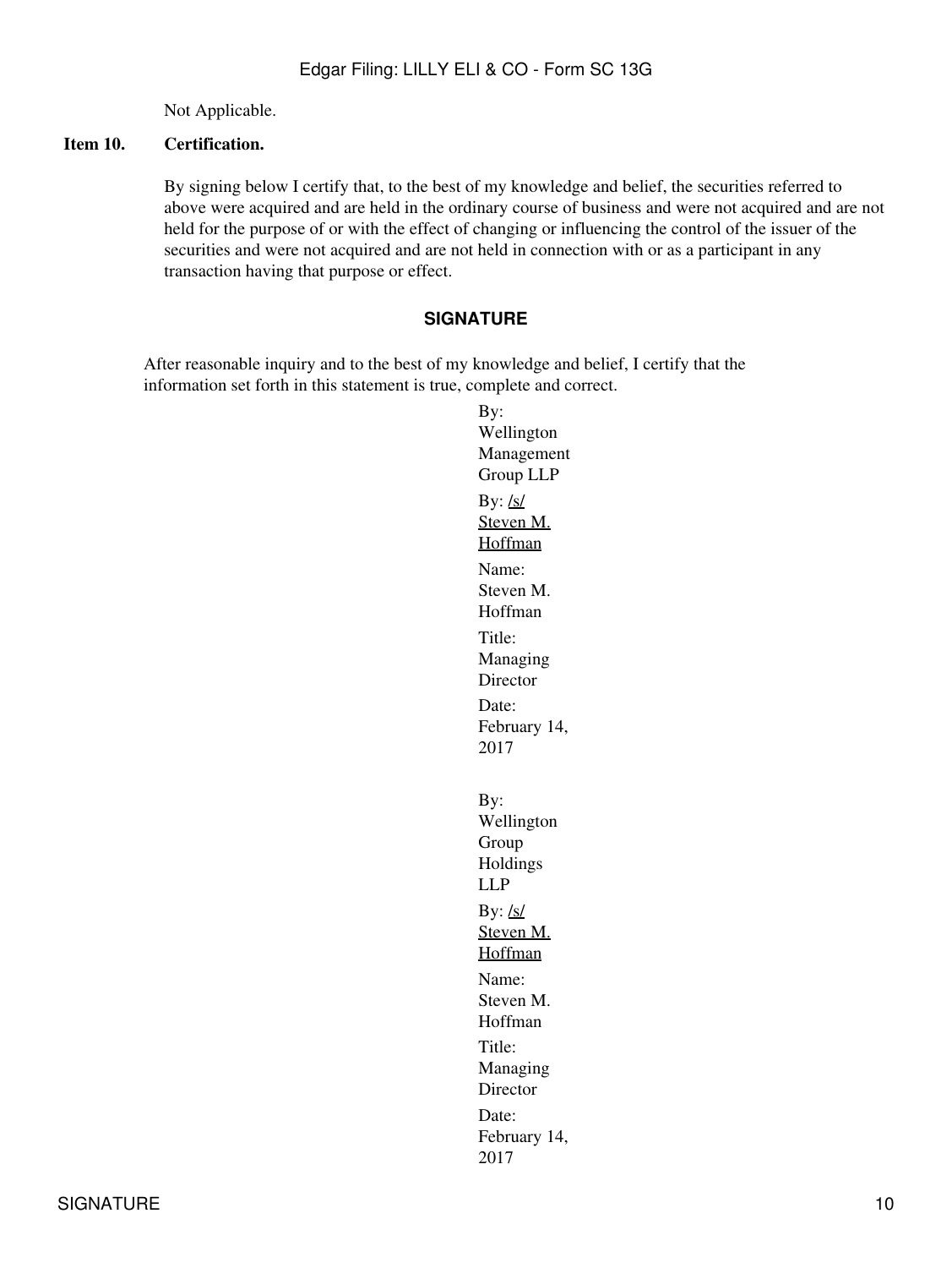Not Applicable.

**Item 10. Certification.**

By signing below I certify that, to the best of my knowledge and belief, the securities referred to above were acquired and are held in the ordinary course of business and were not acquired and are not held for the purpose of or with the effect of changing or influencing the control of the issuer of the securities and were not acquired and are not held in connection with or as a participant in any transaction having that purpose or effect.

## SIGNATURE

After reasonable inquiry and to the best of my knowledge and belief, I certify that the information set forth in this statement is true, complete and correct.

By: Wellington Management Group LLP

By: /s/ Steven M. Hoffman

Name: Steven M. Hoffman

Title: Managing Director

Date: February 14, 2017

By: Wellington Group Holdings LLP

By: /s/ Steven M. Hoffman

Name: Steven M. Hoffman

Title: Managing Director

Date: February 14, 2017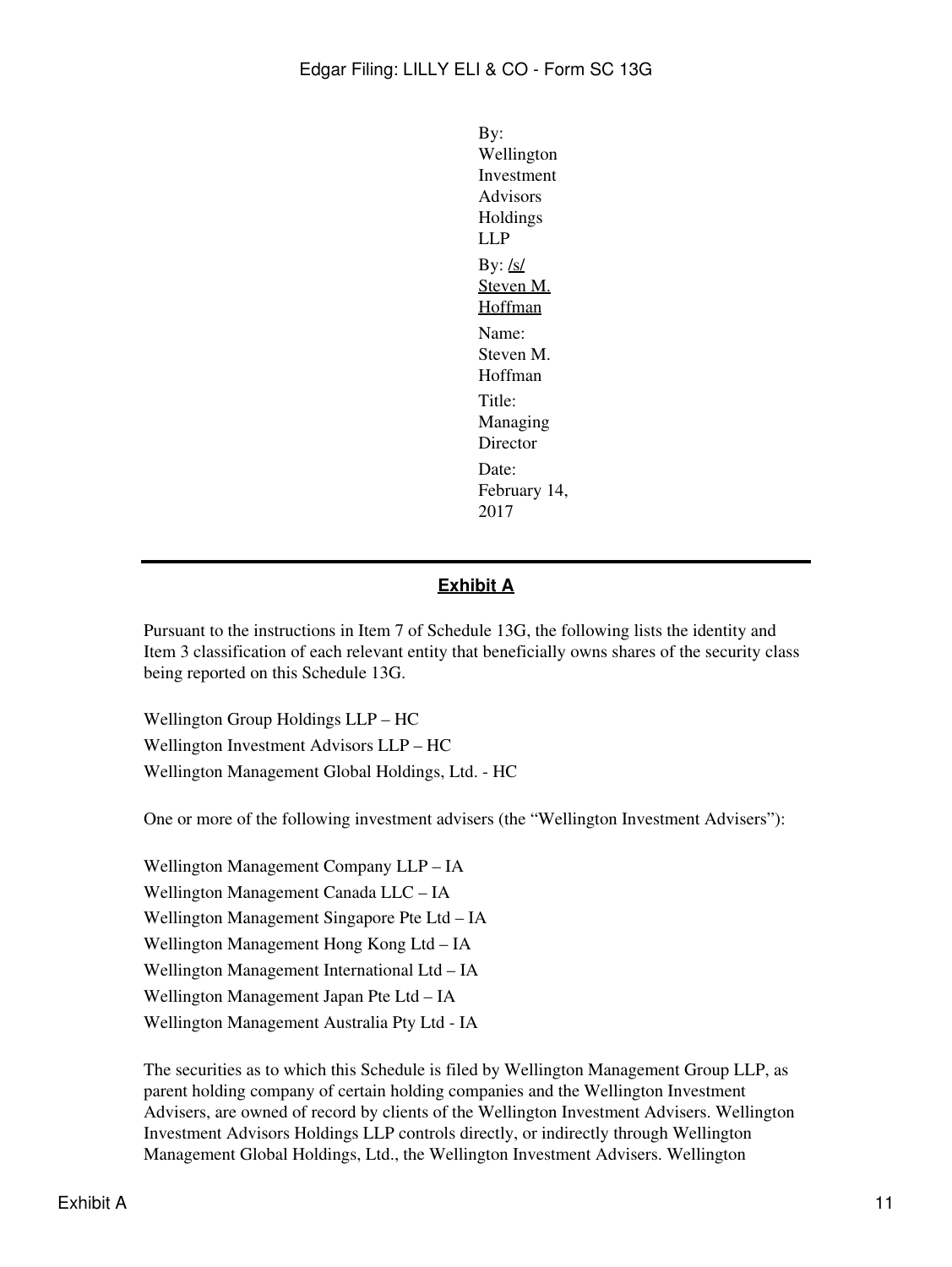By: Wellington Investment Advisors Holdings LLP

By: /s/ Steven M. Hoffman

Name: Steven M. Hoffman

Title: Managing Director

Date: February 14, 2017

---

## **Exhibit A**

Pursuant to the instructions in Item 7 of Schedule 13G, the following lists the identity and Item 3 classification of each relevant entity that beneficially owns shares of the security class being reported on this Schedule 13G.

Wellington Group Holdings LLP – HC

Wellington Investment Advisors LLP – HC

Wellington Management Global Holdings, Ltd. - HC

One or more of the following investment advisers (the "Wellington Investment Advisers"):

Wellington Management Company LLP – IA

Wellington Management Canada LLC – IA

Wellington Management Singapore Pte Ltd – IA

Wellington Management Hong Kong Ltd – IA

Wellington Management International Ltd – IA

Wellington Management Japan Pte Ltd – IA

Wellington Management Australia Pty Ltd - IA

The securities as to which this Schedule is filed by Wellington Management Group LLP, as parent holding company of certain holding companies and the Wellington Investment Advisers, are owned of record by clients of the Wellington Investment Advisers. Wellington Investment Advisors Holdings LLP controls directly, or indirectly through Wellington Management Global Holdings, Ltd., the Wellington Investment Advisers. Wellington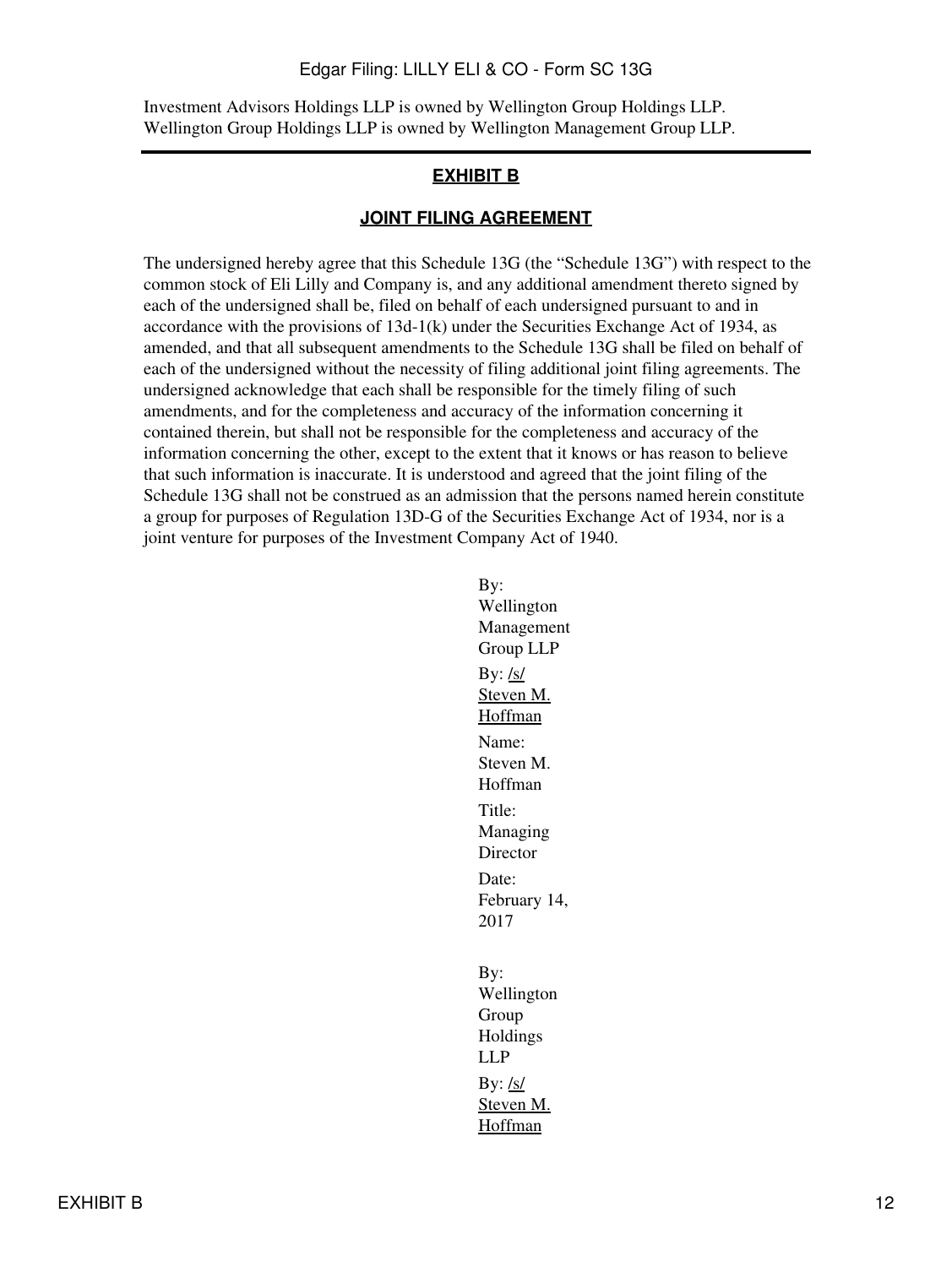Investment Advisors Holdings LLP is owned by Wellington Group Holdings LLP. Wellington Group Holdings LLP is owned by Wellington Management Group LLP.

---

## EXHIBIT B

## JOINT FILING AGREEMENT

The undersigned hereby agree that this Schedule 13G (the "Schedule 13G") with respect to the common stock of Eli Lilly and Company is, and any additional amendment thereto signed by each of the undersigned shall be, filed on behalf of each undersigned pursuant to and in accordance with the provisions of 13d-1(k) under the Securities Exchange Act of 1934, as amended, and that all subsequent amendments to the Schedule 13G shall be filed on behalf of each of the undersigned without the necessity of filing additional joint filing agreements. The undersigned acknowledge that each shall be responsible for the timely filing of such amendments, and for the completeness and accuracy of the information concerning it contained therein, but shall not be responsible for the completeness and accuracy of the information concerning the other, except to the extent that it knows or has reason to believe that such information is inaccurate. It is understood and agreed that the joint filing of the Schedule 13G shall not be construed as an admission that the persons named herein constitute a group for purposes of Regulation 13D-G of the Securities Exchange Act of 1934, nor is a joint venture for purposes of the Investment Company Act of 1940.

By: Wellington Management Group LLP

By: /s/ Steven M. Hoffman

Name: Steven M. Hoffman

Title: Managing Director

Date: February 14, 2017

By: Wellington Group Holdings LLP

By: /s/ Steven M. Hoffman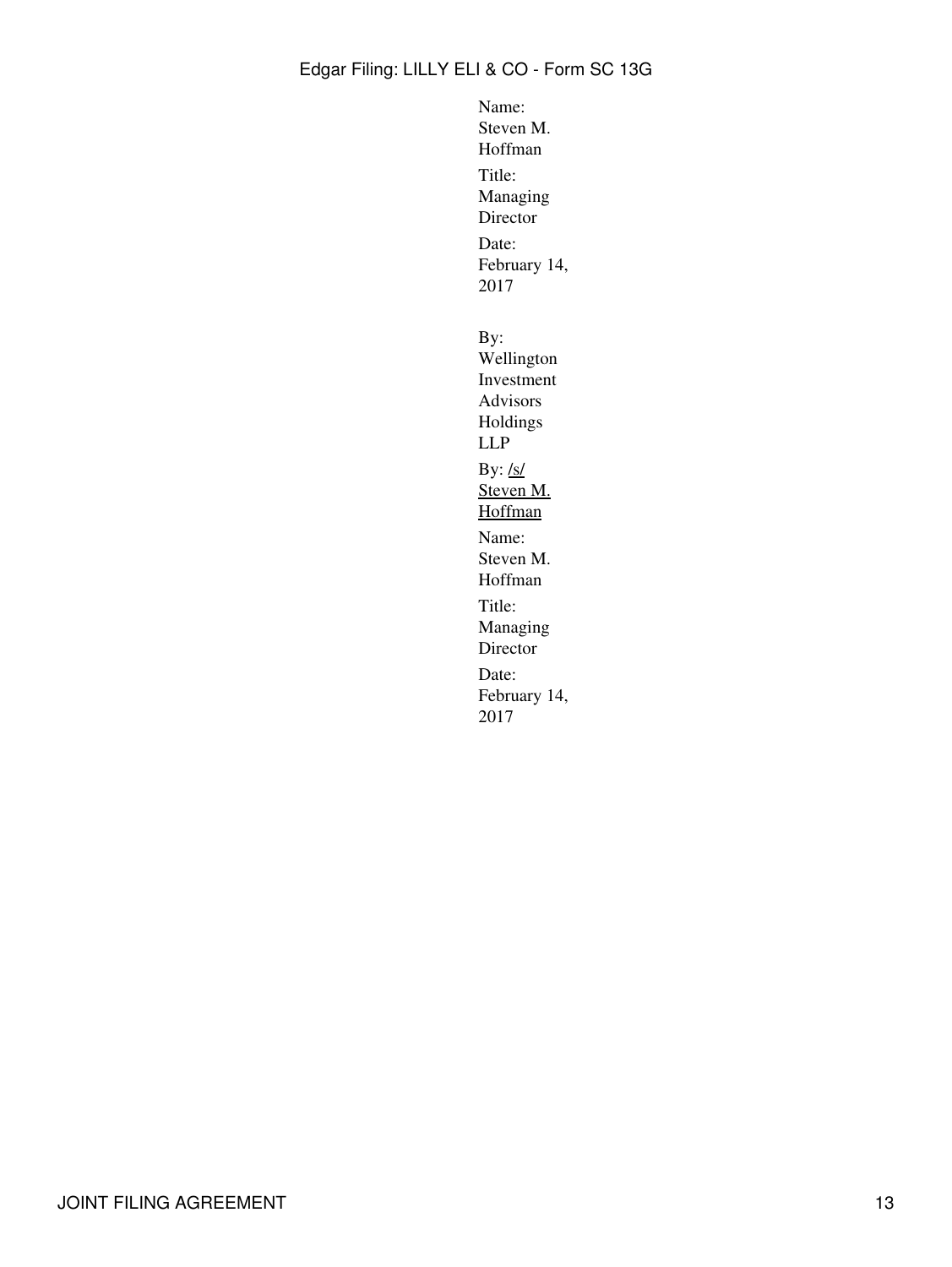Name: Steven M. Hoffman

Title: Managing Director

Date: February 14, 2017

By: Wellington Investment Advisors Holdings LLP

By: /s/ Steven M. Hoffman

Name: Steven M. Hoffman

Title: Managing Director

Date: February 14, 2017